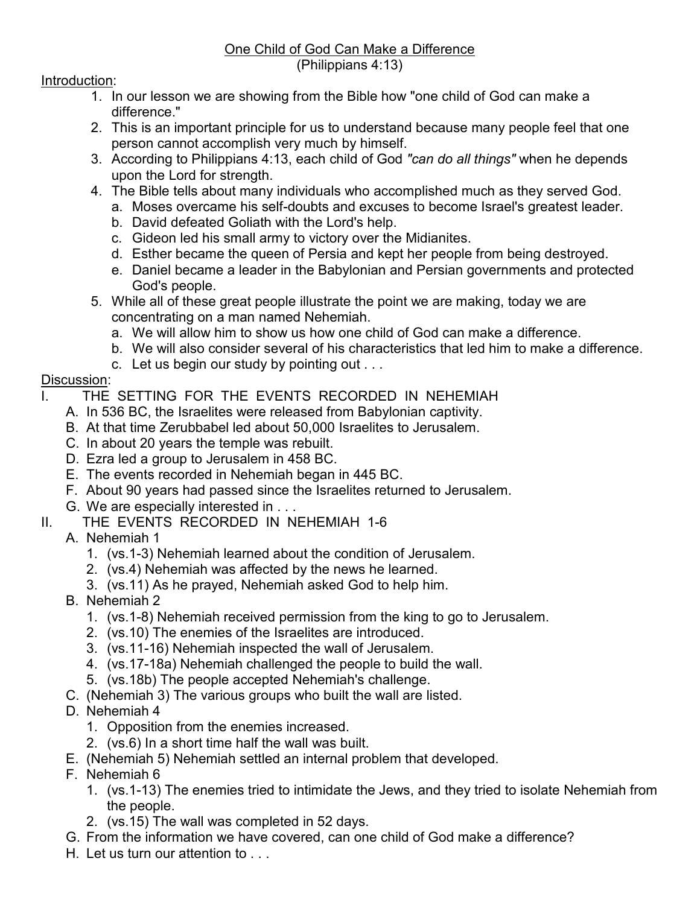# One Child of God Can Make a Difference

(Philippians 4:13)

Introduction:

1. In our lesson we are showing from the Bible how "one child of God can make a difference."
2. This is an important principle for us to understand because many people feel that one person cannot accomplish very much by himself.
3. According to Philippians 4:13, each child of God *"can do all things"* when he depends upon the Lord for strength.
4. The Bible tells about many individuals who accomplished much as they served God.
   a. Moses overcame his self-doubts and excuses to become Israel's greatest leader.
   b. David defeated Goliath with the Lord's help.
   c. Gideon led his small army to victory over the Midianites.
   d. Esther became the queen of Persia and kept her people from being destroyed.
   e. Daniel became a leader in the Babylonian and Persian governments and protected God's people.
5. While all of these great people illustrate the point we are making, today we are concentrating on a man named Nehemiah.
   a. We will allow him to show us how one child of God can make a difference.
   b. We will also consider several of his characteristics that led him to make a difference.
   c. Let us begin our study by pointing out . . .

Discussion:

I. THE SETTING FOR THE EVENTS RECORDED IN NEHEMIAH
   A. In 536 BC, the Israelites were released from Babylonian captivity.
   B. At that time Zerubbabel led about 50,000 Israelites to Jerusalem.
   C. In about 20 years the temple was rebuilt.
   D. Ezra led a group to Jerusalem in 458 BC.
   E. The events recorded in Nehemiah began in 445 BC.
   F. About 90 years had passed since the Israelites returned to Jerusalem.
   G. We are especially interested in . . .

II. THE EVENTS RECORDED IN NEHEMIAH 1-6
   A. Nehemiah 1
      1. (vs.1-3) Nehemiah learned about the condition of Jerusalem.
      2. (vs.4) Nehemiah was affected by the news he learned.
      3. (vs.11) As he prayed, Nehemiah asked God to help him.
   B. Nehemiah 2
      1. (vs.1-8) Nehemiah received permission from the king to go to Jerusalem.
      2. (vs.10) The enemies of the Israelites are introduced.
      3. (vs.11-16) Nehemiah inspected the wall of Jerusalem.
      4. (vs.17-18a) Nehemiah challenged the people to build the wall.
      5. (vs.18b) The people accepted Nehemiah's challenge.
   C. (Nehemiah 3) The various groups who built the wall are listed.
   D. Nehemiah 4
      1. Opposition from the enemies increased.
      2. (vs.6) In a short time half the wall was built.
   E. (Nehemiah 5) Nehemiah settled an internal problem that developed.
   F. Nehemiah 6
      1. (vs.1-13) The enemies tried to intimidate the Jews, and they tried to isolate Nehemiah from the people.
      2. (vs.15) The wall was completed in 52 days.
   G. From the information we have covered, can one child of God make a difference?
   H. Let us turn our attention to . . .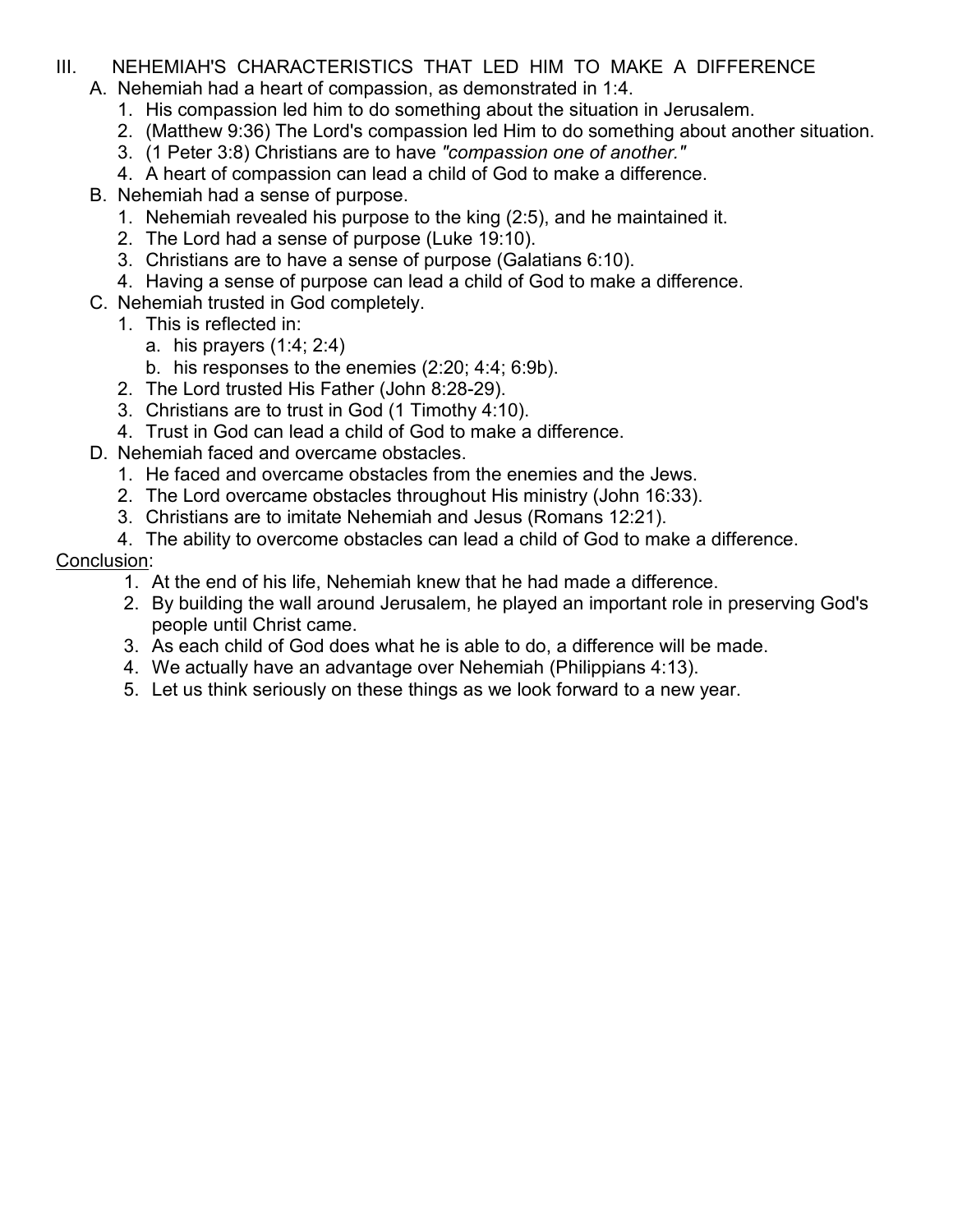## III. NEHEMIAH'S CHARACTERISTICS THAT LED HIM TO MAKE A DIFFERENCE

- A. Nehemiah had a heart of compassion, as demonstrated in 1:4.
  1. His compassion led him to do something about the situation in Jerusalem.
  2. (Matthew 9:36) The Lord's compassion led Him to do something about another situation.
  3. (1 Peter 3:8) Christians are to have *"compassion one of another."*
  4. A heart of compassion can lead a child of God to make a difference.
- B. Nehemiah had a sense of purpose.
  1. Nehemiah revealed his purpose to the king (2:5), and he maintained it.
  2. The Lord had a sense of purpose (Luke 19:10).
  3. Christians are to have a sense of purpose (Galatians 6:10).
  4. Having a sense of purpose can lead a child of God to make a difference.
- C. Nehemiah trusted in God completely.
  1. This is reflected in:
     - a. his prayers (1:4; 2:4)
     - b. his responses to the enemies (2:20; 4:4; 6:9b).
  2. The Lord trusted His Father (John 8:28-29).
  3. Christians are to trust in God (1 Timothy 4:10).
  4. Trust in God can lead a child of God to make a difference.
- D. Nehemiah faced and overcame obstacles.
  1. He faced and overcame obstacles from the enemies and the Jews.
  2. The Lord overcame obstacles throughout His ministry (John 16:33).
  3. Christians are to imitate Nehemiah and Jesus (Romans 12:21).
  4. The ability to overcome obstacles can lead a child of God to make a difference.

<u>Conclusion</u>:

1. At the end of his life, Nehemiah knew that he had made a difference.
2. By building the wall around Jerusalem, he played an important role in preserving God's people until Christ came.
3. As each child of God does what he is able to do, a difference will be made.
4. We actually have an advantage over Nehemiah (Philippians 4:13).
5. Let us think seriously on these things as we look forward to a new year.